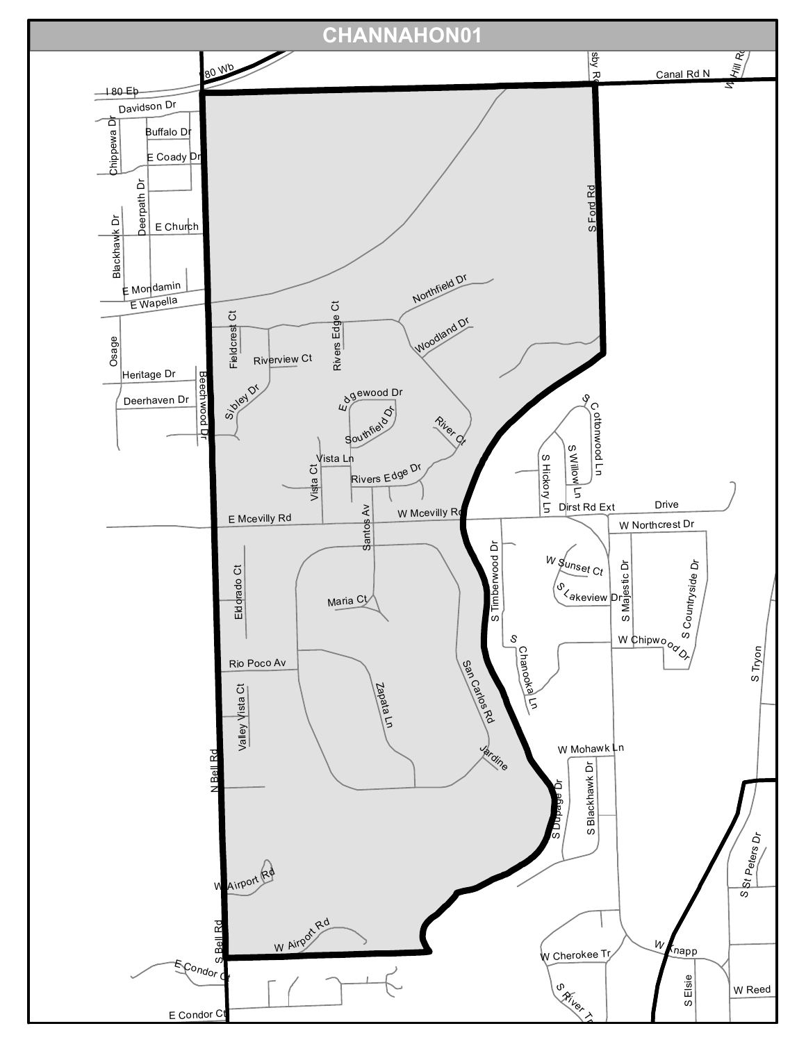# CHANNAHON01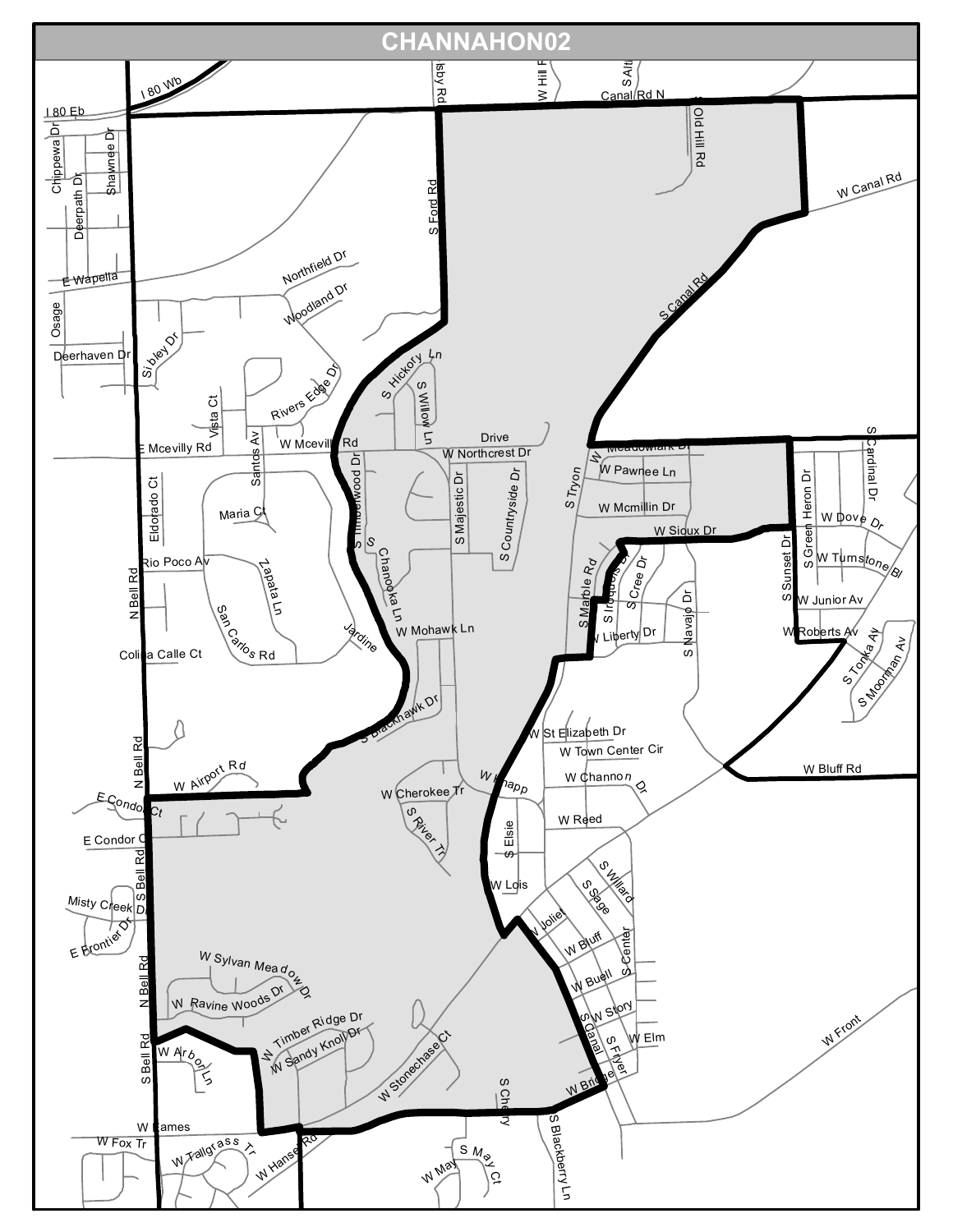# CHANNAHON02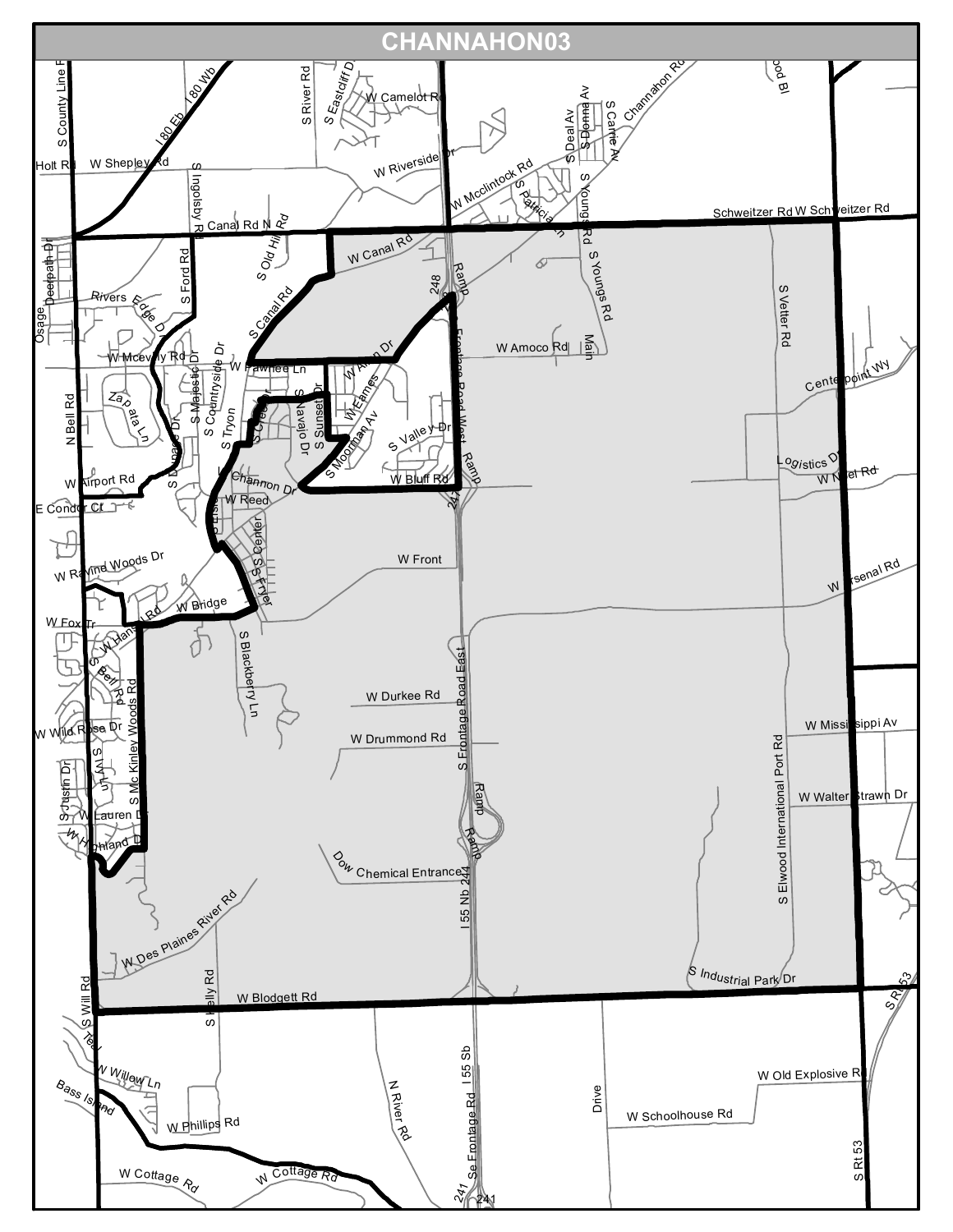# CHANNAHON03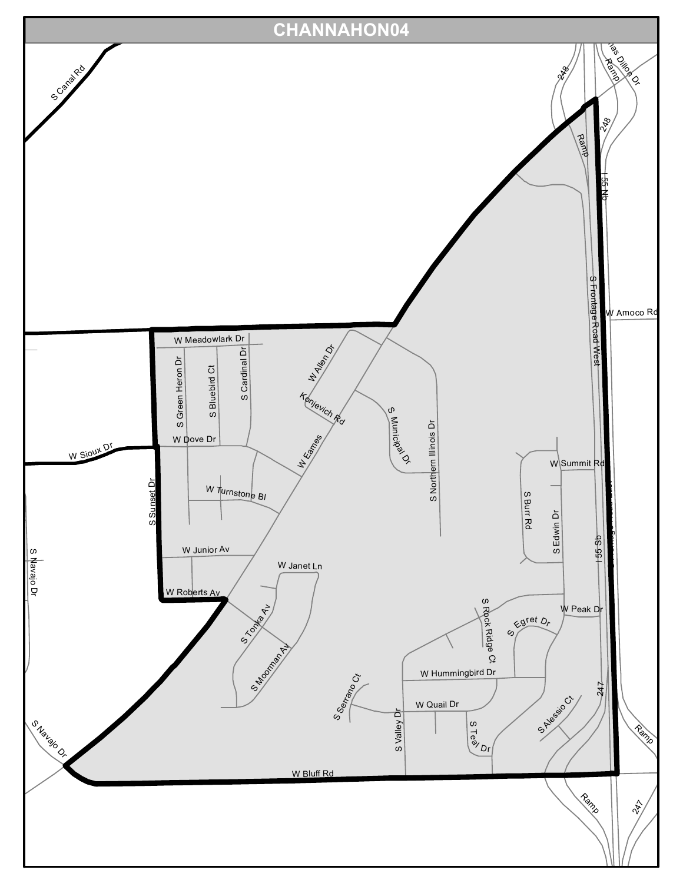# CHANNAHON04

S Canal Rd

248

Thomas Dillon Dr

Ramp

248

Ramp

I 55 Nb

S Frontage Road West

W Amoco Rd

W Meadowlark Dr

S Green Heron Dr

S Bluebird Ct

S Cardinal Dr

W Allen Dr

Konjevich Rd

S Municipal Dr

S Northern Illinois Dr

W Dove Dr

W Sioux Dr

W Eames

W Summit Rd

W Turnstone Bl

S Burr Rd

S Edwin Dr

S Sunset Dr

I 55 Sb

S Navajo Dr

W Junior Av

W Janet Ln

W Roberts Av

S Rock Ridge Ct

W Peak Dr

S Tonka Av

S Egret Dr

S Moorman Av

W Hummingbird Dr

S Serrano Ct

W Quail Dr

247

S Alessio Ct

S Valley Dr

S Teal Dr

S Navajo Dr

W Bluff Rd

Ramp

Ramp

247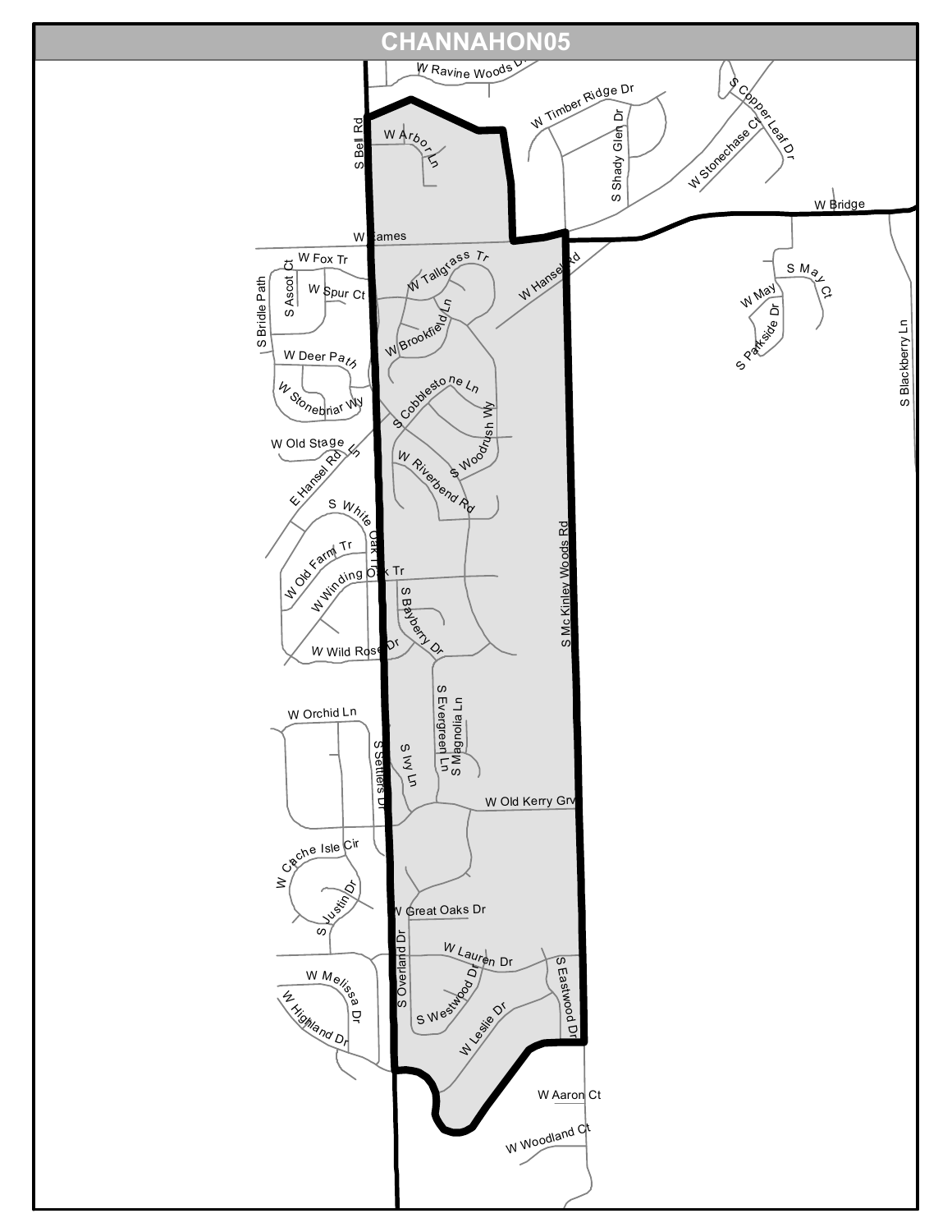# CHANNAHON05

W Ravine Woods Dr
W Timber Ridge Dr
S Copper Leaf Dr
S Bell Rd
W Arbor Ln
S Shady Glen Dr
W Stonechase Ct
W Bridge
W Eames
W Fox Tr
S Ascot Ct
W Tallgrass Tr
S Bridle Path
W Spur Ct
W Hansel Rd
S May Ct
W May
S Parkside Dr
W Brookfield Ln
S Blackberry Ln
W Deer Path
W Stonebriar Wy
S Cobblestone Ln
S Woodrush Wy
W Old Stage Ln
E Hansel Rd
W Riverbend Rd
S White Oak Tr
S McKinley Woods Rd
W Old Farm Tr
W Winding Oak Tr
S Bayberry Dr
W Wild Rose Dr
W Orchid Ln
S Evergreen Ln
S Magnolia Ln
S Settlers Dr
S Ivy Ln
W Old Kerry Grv
W Cache Isle Cir
S Justin Dr
W Great Oaks Dr
S Overland Dr
W Lauren Dr
S Eastwood Dr
W Melissa Dr
S Westwood Dr
W Highland Dr
W Leslie Dr
W Aaron Ct
W Woodland Ct